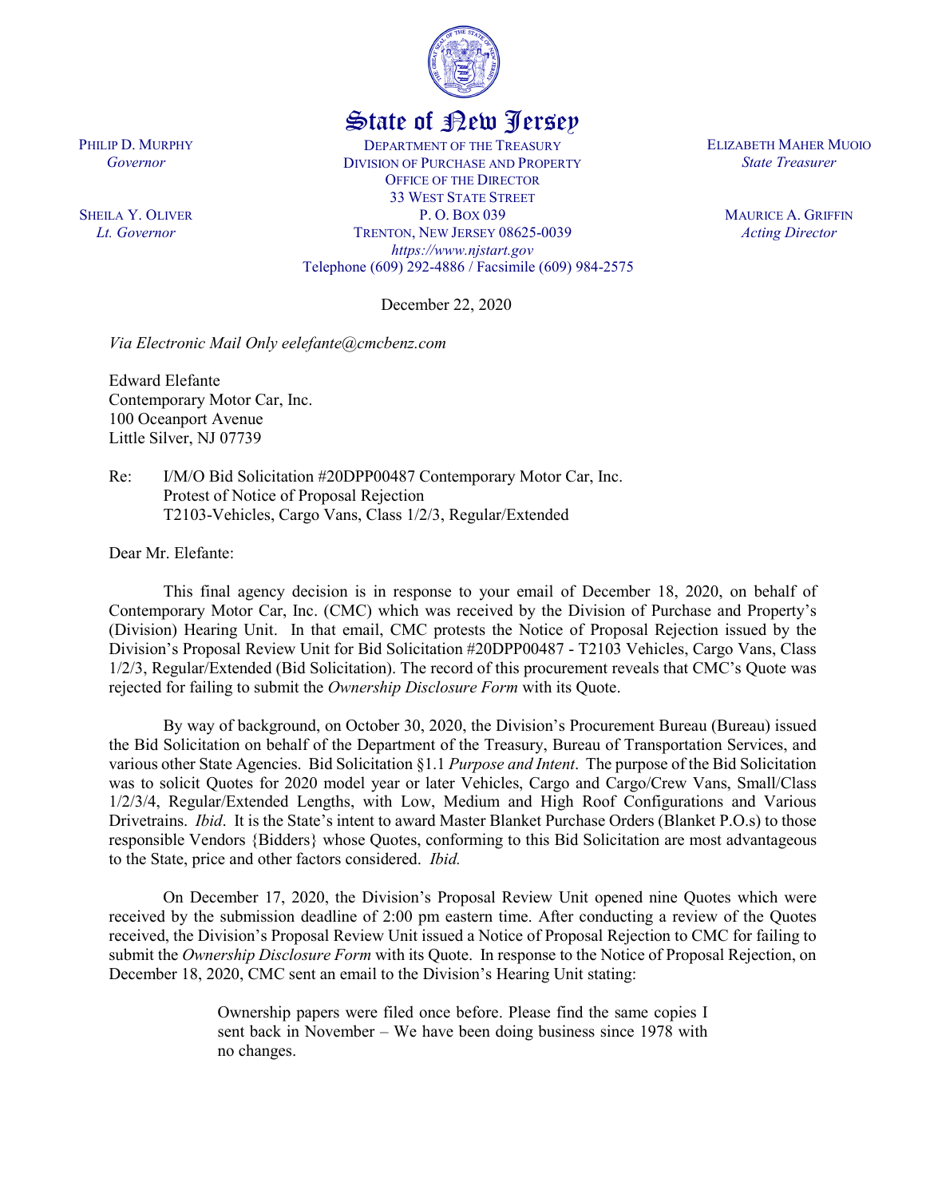# State of New Jersey

PHILIP D. MURPHY
*Governor*

SHEILA Y. OLIVER
*Lt. Governor*

DEPARTMENT OF THE TREASURY
DIVISION OF PURCHASE AND PROPERTY
OFFICE OF THE DIRECTOR
33 WEST STATE STREET
P. O. BOX 039
TRENTON, NEW JERSEY 08625-0039
*https://www.njstart.gov*
Telephone (609) 292-4886 / Facsimile (609) 984-2575

ELIZABETH MAHER MUOIO
*State Treasurer*

MAURICE A. GRIFFIN
*Acting Director*

December 22, 2020

*Via Electronic Mail Only eelefante@cmcbenz.com*

Edward Elefante
Contemporary Motor Car, Inc.
100 Oceanport Avenue
Little Silver, NJ 07739

Re: I/M/O Bid Solicitation #20DPP00487 Contemporary Motor Car, Inc.
Protest of Notice of Proposal Rejection
T2103-Vehicles, Cargo Vans, Class 1/2/3, Regular/Extended

Dear Mr. Elefante:

This final agency decision is in response to your email of December 18, 2020, on behalf of Contemporary Motor Car, Inc. (CMC) which was received by the Division of Purchase and Property's (Division) Hearing Unit. In that email, CMC protests the Notice of Proposal Rejection issued by the Division's Proposal Review Unit for Bid Solicitation #20DPP00487 - T2103 Vehicles, Cargo Vans, Class 1/2/3, Regular/Extended (Bid Solicitation). The record of this procurement reveals that CMC's Quote was rejected for failing to submit the *Ownership Disclosure Form* with its Quote.

By way of background, on October 30, 2020, the Division's Procurement Bureau (Bureau) issued the Bid Solicitation on behalf of the Department of the Treasury, Bureau of Transportation Services, and various other State Agencies. Bid Solicitation §1.1 *Purpose and Intent*. The purpose of the Bid Solicitation was to solicit Quotes for 2020 model year or later Vehicles, Cargo and Cargo/Crew Vans, Small/Class 1/2/3/4, Regular/Extended Lengths, with Low, Medium and High Roof Configurations and Various Drivetrains. *Ibid*. It is the State's intent to award Master Blanket Purchase Orders (Blanket P.O.s) to those responsible Vendors {Bidders} whose Quotes, conforming to this Bid Solicitation are most advantageous to the State, price and other factors considered. *Ibid.*

On December 17, 2020, the Division's Proposal Review Unit opened nine Quotes which were received by the submission deadline of 2:00 pm eastern time. After conducting a review of the Quotes received, the Division's Proposal Review Unit issued a Notice of Proposal Rejection to CMC for failing to submit the *Ownership Disclosure Form* with its Quote. In response to the Notice of Proposal Rejection, on December 18, 2020, CMC sent an email to the Division's Hearing Unit stating:

> Ownership papers were filed once before. Please find the same copies I sent back in November – We have been doing business since 1978 with no changes.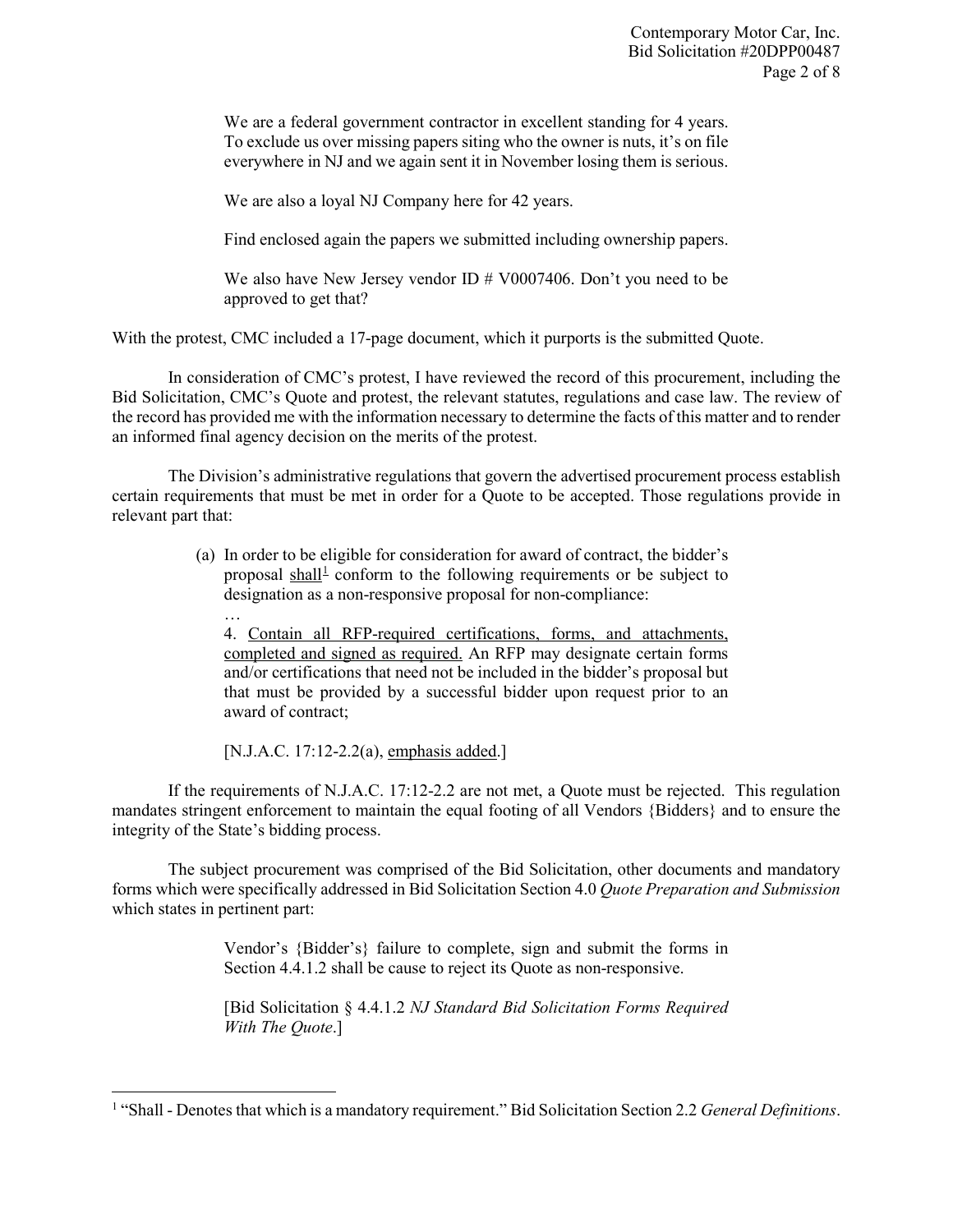> We are a federal government contractor in excellent standing for 4 years. To exclude us over missing papers siting who the owner is nuts, it's on file everywhere in NJ and we again sent it in November losing them is serious.
>
> We are also a loyal NJ Company here for 42 years.
>
> Find enclosed again the papers we submitted including ownership papers.
>
> We also have New Jersey vendor ID # V0007406. Don't you need to be approved to get that?

With the protest, CMC included a 17-page document, which it purports is the submitted Quote.

In consideration of CMC's protest, I have reviewed the record of this procurement, including the Bid Solicitation, CMC's Quote and protest, the relevant statutes, regulations and case law. The review of the record has provided me with the information necessary to determine the facts of this matter and to render an informed final agency decision on the merits of the protest.

The Division's administrative regulations that govern the advertised procurement process establish certain requirements that must be met in order for a Quote to be accepted. Those regulations provide in relevant part that:

> (a) In order to be eligible for consideration for award of contract, the bidder's proposal <u>shall</u>[1] conform to the following requirements or be subject to designation as a non-responsive proposal for non-compliance:
>
> …
>
> 4. <u>Contain all RFP-required certifications, forms, and attachments, completed and signed as required.</u> An RFP may designate certain forms and/or certifications that need not be included in the bidder's proposal but that must be provided by a successful bidder upon request prior to an award of contract;
>
> [N.J.A.C. 17:12-2.2(a), <u>emphasis added</u>.]

If the requirements of N.J.A.C. 17:12-2.2 are not met, a Quote must be rejected. This regulation mandates stringent enforcement to maintain the equal footing of all Vendors {Bidders} and to ensure the integrity of the State's bidding process.

The subject procurement was comprised of the Bid Solicitation, other documents and mandatory forms which were specifically addressed in Bid Solicitation Section 4.0 *Quote Preparation and Submission* which states in pertinent part:

> Vendor's {Bidder's} failure to complete, sign and submit the forms in Section 4.4.1.2 shall be cause to reject its Quote as non-responsive.
>
> [Bid Solicitation § 4.4.1.2 *NJ Standard Bid Solicitation Forms Required With The Quote*.]

---

[1] "Shall - Denotes that which is a mandatory requirement." Bid Solicitation Section 2.2 *General Definitions*.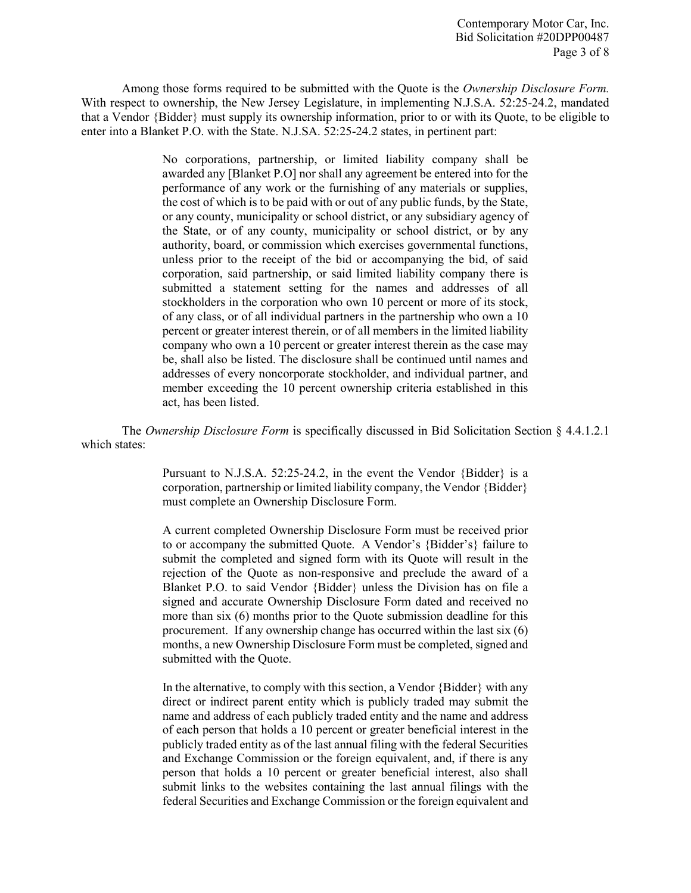Among those forms required to be submitted with the Quote is the *Ownership Disclosure Form.* With respect to ownership, the New Jersey Legislature, in implementing N.J.S.A. 52:25-24.2, mandated that a Vendor {Bidder} must supply its ownership information, prior to or with its Quote, to be eligible to enter into a Blanket P.O. with the State. N.J.SA. 52:25-24.2 states, in pertinent part:

> No corporations, partnership, or limited liability company shall be awarded any [Blanket P.O] nor shall any agreement be entered into for the performance of any work or the furnishing of any materials or supplies, the cost of which is to be paid with or out of any public funds, by the State, or any county, municipality or school district, or any subsidiary agency of the State, or of any county, municipality or school district, or by any authority, board, or commission which exercises governmental functions, unless prior to the receipt of the bid or accompanying the bid, of said corporation, said partnership, or said limited liability company there is submitted a statement setting for the names and addresses of all stockholders in the corporation who own 10 percent or more of its stock, of any class, or of all individual partners in the partnership who own a 10 percent or greater interest therein, or of all members in the limited liability company who own a 10 percent or greater interest therein as the case may be, shall also be listed. The disclosure shall be continued until names and addresses of every noncorporate stockholder, and individual partner, and member exceeding the 10 percent ownership criteria established in this act, has been listed.

The *Ownership Disclosure Form* is specifically discussed in Bid Solicitation Section § 4.4.1.2.1 which states:

> Pursuant to N.J.S.A. 52:25-24.2, in the event the Vendor {Bidder} is a corporation, partnership or limited liability company, the Vendor {Bidder} must complete an Ownership Disclosure Form.
>
> A current completed Ownership Disclosure Form must be received prior to or accompany the submitted Quote. A Vendor's {Bidder's} failure to submit the completed and signed form with its Quote will result in the rejection of the Quote as non-responsive and preclude the award of a Blanket P.O. to said Vendor {Bidder} unless the Division has on file a signed and accurate Ownership Disclosure Form dated and received no more than six (6) months prior to the Quote submission deadline for this procurement. If any ownership change has occurred within the last six (6) months, a new Ownership Disclosure Form must be completed, signed and submitted with the Quote.
>
> In the alternative, to comply with this section, a Vendor {Bidder} with any direct or indirect parent entity which is publicly traded may submit the name and address of each publicly traded entity and the name and address of each person that holds a 10 percent or greater beneficial interest in the publicly traded entity as of the last annual filing with the federal Securities and Exchange Commission or the foreign equivalent, and, if there is any person that holds a 10 percent or greater beneficial interest, also shall submit links to the websites containing the last annual filings with the federal Securities and Exchange Commission or the foreign equivalent and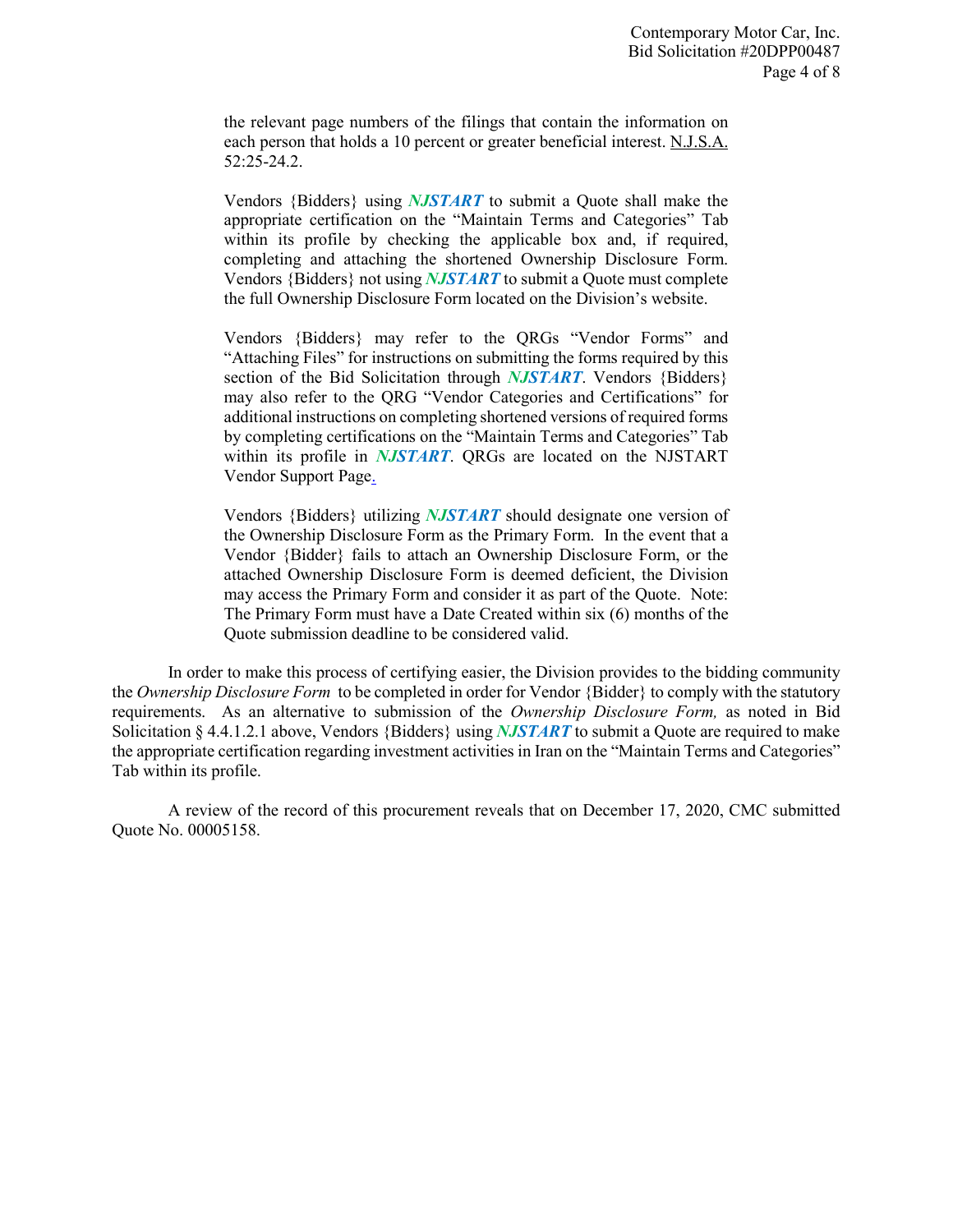> the relevant page numbers of the filings that contain the information on each person that holds a 10 percent or greater beneficial interest. N.J.S.A. 52:25-24.2.
>
> Vendors {Bidders} using ***NJSTART*** to submit a Quote shall make the appropriate certification on the "Maintain Terms and Categories" Tab within its profile by checking the applicable box and, if required, completing and attaching the shortened Ownership Disclosure Form. Vendors {Bidders} not using ***NJSTART*** to submit a Quote must complete the full Ownership Disclosure Form located on the Division's website.
>
> Vendors {Bidders} may refer to the QRGs "Vendor Forms" and "Attaching Files" for instructions on submitting the forms required by this section of the Bid Solicitation through ***NJSTART***. Vendors {Bidders} may also refer to the QRG "Vendor Categories and Certifications" for additional instructions on completing shortened versions of required forms by completing certifications on the "Maintain Terms and Categories" Tab within its profile in ***NJSTART***. QRGs are located on the NJSTART Vendor Support Page.
>
> Vendors {Bidders} utilizing ***NJSTART*** should designate one version of the Ownership Disclosure Form as the Primary Form. In the event that a Vendor {Bidder} fails to attach an Ownership Disclosure Form, or the attached Ownership Disclosure Form is deemed deficient, the Division may access the Primary Form and consider it as part of the Quote. Note: The Primary Form must have a Date Created within six (6) months of the Quote submission deadline to be considered valid.

In order to make this process of certifying easier, the Division provides to the bidding community the *Ownership Disclosure Form* to be completed in order for Vendor {Bidder} to comply with the statutory requirements. As an alternative to submission of the *Ownership Disclosure Form,* as noted in Bid Solicitation § 4.4.1.2.1 above, Vendors {Bidders} using ***NJSTART*** to submit a Quote are required to make the appropriate certification regarding investment activities in Iran on the "Maintain Terms and Categories" Tab within its profile.

A review of the record of this procurement reveals that on December 17, 2020, CMC submitted Quote No. 00005158.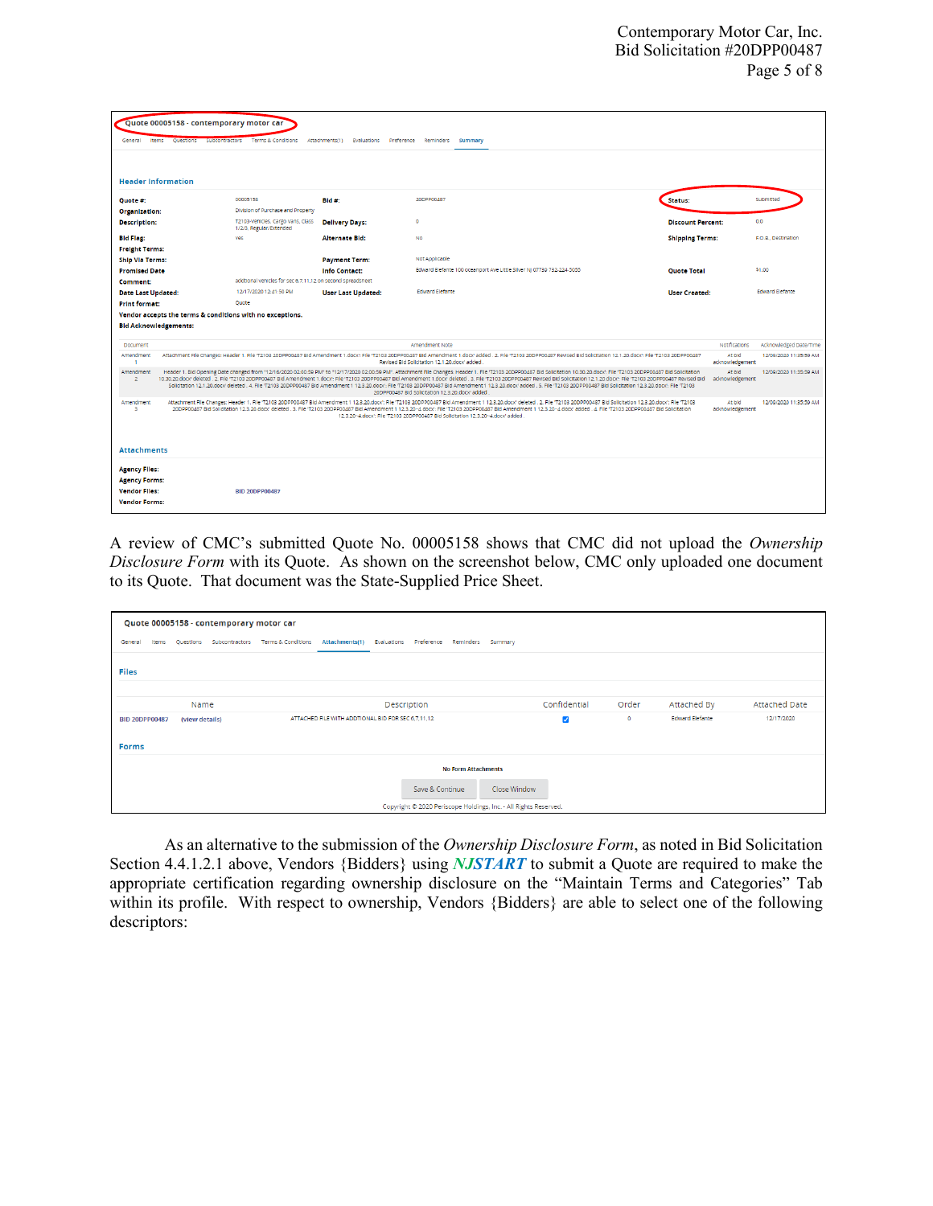**Quote 00005158 - contemporary motor car**

General | Items | Questions | Subcontractors | Terms & Conditions | Attachments(1) | Evaluations | Preference | Reminders | **Summary**

**Header Information**

| | | | | | |
|---|---|---|---|---|---|
| **Quote #:** | 00005158 | **Bid #:** | 20DPP00487 | **Status:** | Submitted |
| **Organization:** | Division of Purchase and Property | | | | |
| **Description:** | T2103-Vehicles, Cargo Vans, Class 1/2/3, Regular/Extended | **Delivery Days:** | 0 | **Discount Percent:** | 0.0 |
| **Bid Flag:** | Yes | **Alternate Bid:** | No | **Shipping Terms:** | F.O.B., Destination |
| **Freight Terms:** | | | | | |
| **Ship Via Terms:** | | **Payment Term:** | Not Applicable | | |
| **Promised Date** | | **Info Contact:** | Edward Elefante 100 oceanport Ave Little Silver NJ 07739 732-224-3080 | **Quote Total** | $1.00 |
| **Comment:** | additional vehicles for sec 6,7,11,12 on second spreadsheet | | | | |
| **Date Last Updated:** | 12/17/2020 12:41:56 PM | **User Last Updated:** | Edward Elefante | **User Created:** | Edward Elefante |
| **Print format:** | Quote | | | | |

**Vendor accepts the terms & conditions with no exceptions.**

**Bid Acknowledgements:**

| Document | Amendment Note | Notifications | Acknowledged Date/Time |
|---|---|---|---|
| Amendment 1 | Attachment File Changes: Header 1. File 'T2103 20DPP00487 Bid Amendment 1.docx': File 'T2103 20DPP00487 Bid Amendment 1.docx' added . 2. File 'T2103 20DPP00487 Revised Bid Solicitation 12.1.20.docx': File 'T2103 20DPP00487 Revised Bid Solicitation 12.1.20.docx' added . | At bid acknowledgement | 12/09/2020 11:35:59 AM |
| Amendment 2 | Header 1. Bid Opening Date changed from "12/16/2020 02:00:59 PM" to "12/17/2020 02:00:59 PM". Attachment File Changes: Header 1. File 'T2103 20DPP00487 Bid Solicitation 10.30.20.docx': File 'T2103 20DPP00487 Bid Solicitation 10.30.20.docx' deleted . 2. File 'T2103 20DPP00487 Bid Amendment 1.docx': File 'T2103 20DPP00487 Bid Amendment 1.docx' deleted . 3. File 'T2103 20DPP00487 Revised Bid Solicitation 12.1.20.docx': File 'T2103 20DPP00487 Revised Bid Solicitation 12.1.20.docx' deleted . 4. File 'T2103 20DPP00487 Bid Amendment 1 12.3.20.docx': File 'T2103 20DPP00487 Bid Amendment 1 12.3.20.docx' added . 5. File 'T2103 20DPP00487 Bid Solicitation 12.3.20.docx': File 'T2103 20DPP00487 Bid Solicitation 12.3.20.docx' added . | At bid acknowledgement | 12/09/2020 11:35:59 AM |
| Amendment 3 | Attachment File Changes: Header 1. File 'T2103 20DPP00487 Bid Amendment 1 12.3.20.docx': File 'T2103 20DPP00487 Bid Amendment 1 12.3.20.docx' deleted . 2. File 'T2103 20DPP00487 Bid Solicitation 12.3.20.docx': File 'T2103 20DPP00487 Bid Solicitation 12.3.20.docx' deleted . 3. File 'T2103 20DPP00487 Bid Amendment 1 12.3.20-4.docx': File 'T2103 20DPP00487 Bid Amendment 1 12.3.20-4.docx' added . 4. File 'T2103 20DPP00487 Bid Solicitation 12.3.20-4.docx': File 'T2103 20DPP00487 Bid Solicitation 12.3.20-4.docx' added . | At bid acknowledgement | 12/09/2020 11:35:59 AM |

**Attachments**

**Agency Files:**
**Agency Forms:**
**Vendor Files:** BID 20DPP00487
**Vendor Forms:**

A review of CMC's submitted Quote No. 00005158 shows that CMC did not upload the *Ownership Disclosure Form* with its Quote. As shown on the screenshot below, CMC only uploaded one document to its Quote. That document was the State-Supplied Price Sheet.

**Quote 00005158 - contemporary motor car**

General | Items | Questions | Subcontractors | Terms & Conditions | **Attachments(1)** | Evaluations | Preference | Reminders | Summary

**Files**

| Name | | Description | Confidential | Order | Attached By | Attached Date |
|---|---|---|---|---|---|---|
| BID 20DPP00487 | (view details) | ATTACHED FILE WITH ADDITIONAL BID FOR SEC 6,7,11,12 | ☑ | 0 | Edward Elefante | 12/17/2020 |

**Forms**

No Form Attachments

Save & Continue | Close Window

Copyright © 2020 Periscope Holdings, Inc. - All Rights Reserved.

As an alternative to the submission of the *Ownership Disclosure Form*, as noted in Bid Solicitation Section 4.4.1.2.1 above, Vendors {Bidders} using ***NJSTART*** to submit a Quote are required to make the appropriate certification regarding ownership disclosure on the "Maintain Terms and Categories" Tab within its profile. With respect to ownership, Vendors {Bidders} are able to select one of the following descriptors: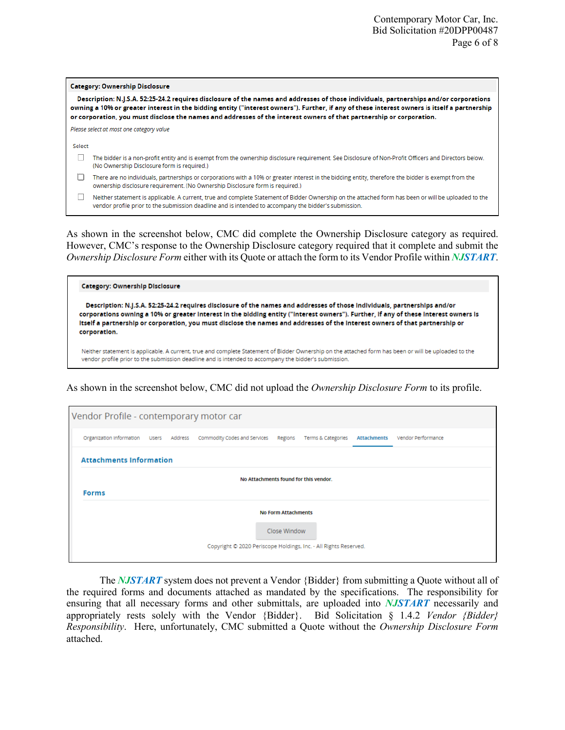**Category: Ownership Disclosure**

**Description: N.J.S.A. 52:25-24.2 requires disclosure of the names and addresses of those individuals, partnerships and/or corporations owning a 10% or greater interest in the bidding entity ("interest owners"). Further, if any of these interest owners is itself a partnership or corporation, you must disclose the names and addresses of the interest owners of that partnership or corporation.**

*Please select at most one category value*

Select

- ☐ The bidder is a non-profit entity and is exempt from the ownership disclosure requirement. See Disclosure of Non-Profit Officers and Directors below. (No Ownership Disclosure form is required.)
- ☐ There are no individuals, partnerships or corporations with a 10% or greater interest in the bidding entity, therefore the bidder is exempt from the ownership disclosure requirement. (No Ownership Disclosure form is required.)
- ☐ Neither statement is applicable. A current, true and complete Statement of Bidder Ownership on the attached form has been or will be uploaded to the vendor profile prior to the submission deadline and is intended to accompany the bidder's submission.

As shown in the screenshot below, CMC did complete the Ownership Disclosure category as required. However, CMC's response to the Ownership Disclosure category required that it complete and submit the *Ownership Disclosure Form* either with its Quote or attach the form to its Vendor Profile within ***NJSTART***.

**Category: Ownership Disclosure**

**Description: N.J.S.A. 52:25-24.2 requires disclosure of the names and addresses of those individuals, partnerships and/or corporations owning a 10% or greater interest in the bidding entity ("interest owners"). Further, if any of these interest owners is itself a partnership or corporation, you must disclose the names and addresses of the interest owners of that partnership or corporation.**

Neither statement is applicable. A current, true and complete Statement of Bidder Ownership on the attached form has been or will be uploaded to the vendor profile prior to the submission deadline and is intended to accompany the bidder's submission.

As shown in the screenshot below, CMC did not upload the *Ownership Disclosure Form* to its profile.

Vendor Profile - contemporary motor car

Organization Information | Users | Address | Commodity Codes and Services | Regions | Terms & Categories | **Attachments** | Vendor Performance

**Attachments Information**

**No Attachments found for this vendor.**

**Forms**

**No Form Attachments**

Close Window

Copyright © 2020 Periscope Holdings, Inc. - All Rights Reserved.

The ***NJSTART*** system does not prevent a Vendor {Bidder} from submitting a Quote without all of the required forms and documents attached as mandated by the specifications. The responsibility for ensuring that all necessary forms and other submittals, are uploaded into ***NJSTART*** necessarily and appropriately rests solely with the Vendor {Bidder}. Bid Solicitation § 1.4.2 *Vendor {Bidder} Responsibility*. Here, unfortunately, CMC submitted a Quote without the *Ownership Disclosure Form* attached.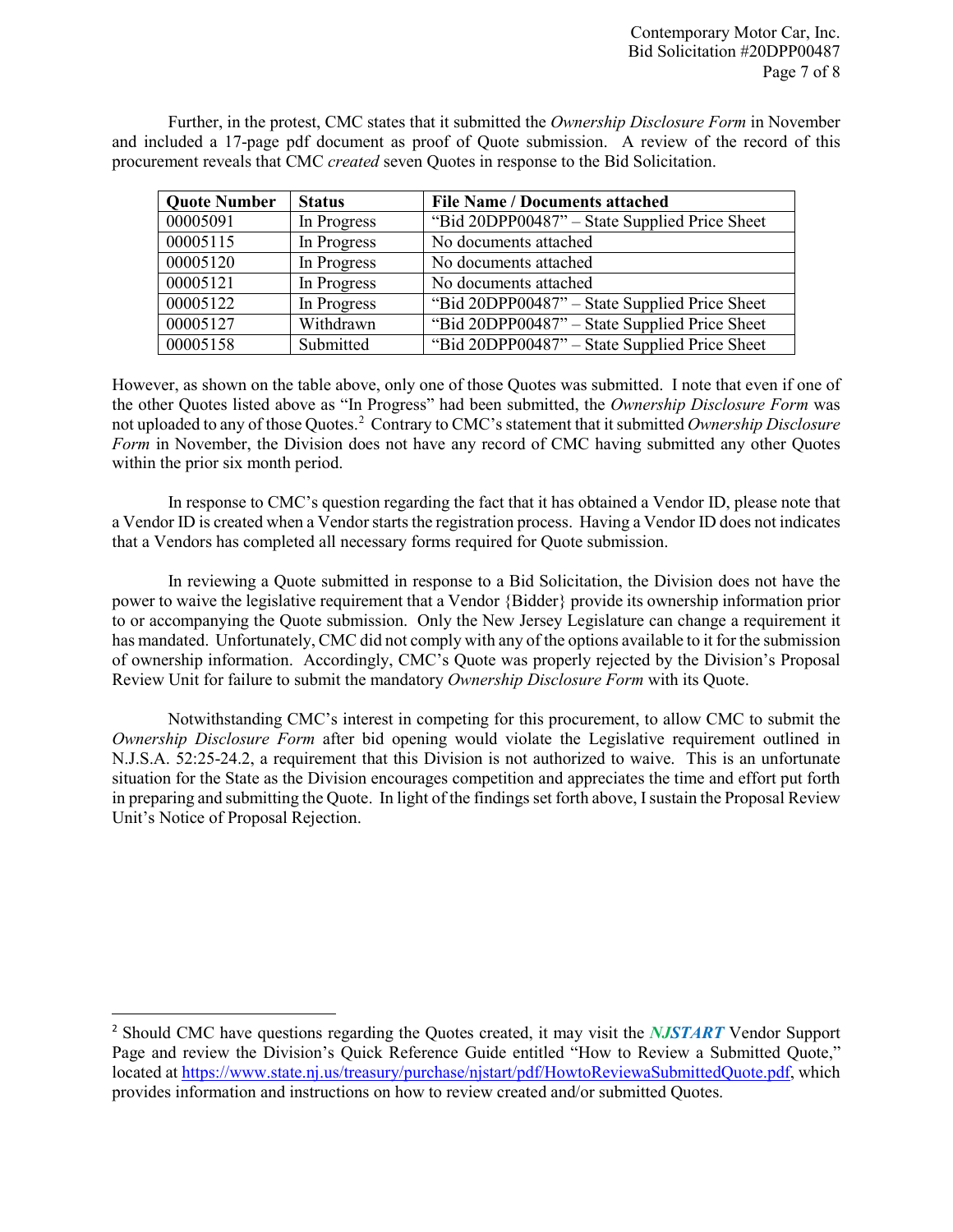Further, in the protest, CMC states that it submitted the *Ownership Disclosure Form* in November and included a 17-page pdf document as proof of Quote submission. A review of the record of this procurement reveals that CMC *created* seven Quotes in response to the Bid Solicitation.

| Quote Number | Status | File Name / Documents attached |
|---|---|---|
| 00005091 | In Progress | "Bid 20DPP00487" – State Supplied Price Sheet |
| 00005115 | In Progress | No documents attached |
| 00005120 | In Progress | No documents attached |
| 00005121 | In Progress | No documents attached |
| 00005122 | In Progress | "Bid 20DPP00487" – State Supplied Price Sheet |
| 00005127 | Withdrawn | "Bid 20DPP00487" – State Supplied Price Sheet |
| 00005158 | Submitted | "Bid 20DPP00487" – State Supplied Price Sheet |

However, as shown on the table above, only one of those Quotes was submitted. I note that even if one of the other Quotes listed above as "In Progress" had been submitted, the *Ownership Disclosure Form* was not uploaded to any of those Quotes.[2] Contrary to CMC's statement that it submitted *Ownership Disclosure Form* in November, the Division does not have any record of CMC having submitted any other Quotes within the prior six month period.

In response to CMC's question regarding the fact that it has obtained a Vendor ID, please note that a Vendor ID is created when a Vendor starts the registration process. Having a Vendor ID does not indicates that a Vendors has completed all necessary forms required for Quote submission.

In reviewing a Quote submitted in response to a Bid Solicitation, the Division does not have the power to waive the legislative requirement that a Vendor {Bidder} provide its ownership information prior to or accompanying the Quote submission. Only the New Jersey Legislature can change a requirement it has mandated. Unfortunately, CMC did not comply with any of the options available to it for the submission of ownership information. Accordingly, CMC's Quote was properly rejected by the Division's Proposal Review Unit for failure to submit the mandatory *Ownership Disclosure Form* with its Quote.

Notwithstanding CMC's interest in competing for this procurement, to allow CMC to submit the *Ownership Disclosure Form* after bid opening would violate the Legislative requirement outlined in N.J.S.A. 52:25-24.2, a requirement that this Division is not authorized to waive. This is an unfortunate situation for the State as the Division encourages competition and appreciates the time and effort put forth in preparing and submitting the Quote. In light of the findings set forth above, I sustain the Proposal Review Unit's Notice of Proposal Rejection.

[2] Should CMC have questions regarding the Quotes created, it may visit the ***NJSTART*** Vendor Support Page and review the Division's Quick Reference Guide entitled "How to Review a Submitted Quote," located at https://www.state.nj.us/treasury/purchase/njstart/pdf/HowtoReviewaSubmittedQuote.pdf, which provides information and instructions on how to review created and/or submitted Quotes.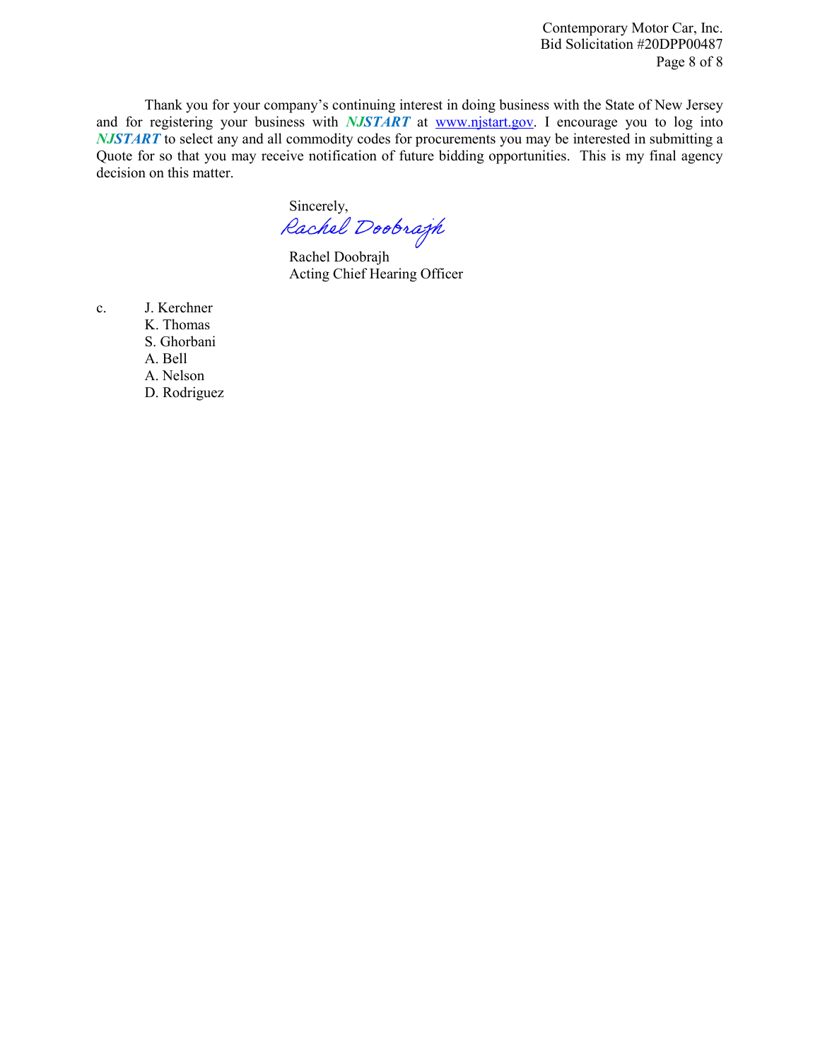Thank you for your company's continuing interest in doing business with the State of New Jersey and for registering your business with ***NJSTART*** at www.njstart.gov. I encourage you to log into ***NJSTART*** to select any and all commodity codes for procurements you may be interested in submitting a Quote for so that you may receive notification of future bidding opportunities. This is my final agency decision on this matter.

Sincerely,

*Rachel Doobrajh*

Rachel Doobrajh
Acting Chief Hearing Officer

c. J. Kerchner
K. Thomas
S. Ghorbani
A. Bell
A. Nelson
D. Rodriguez